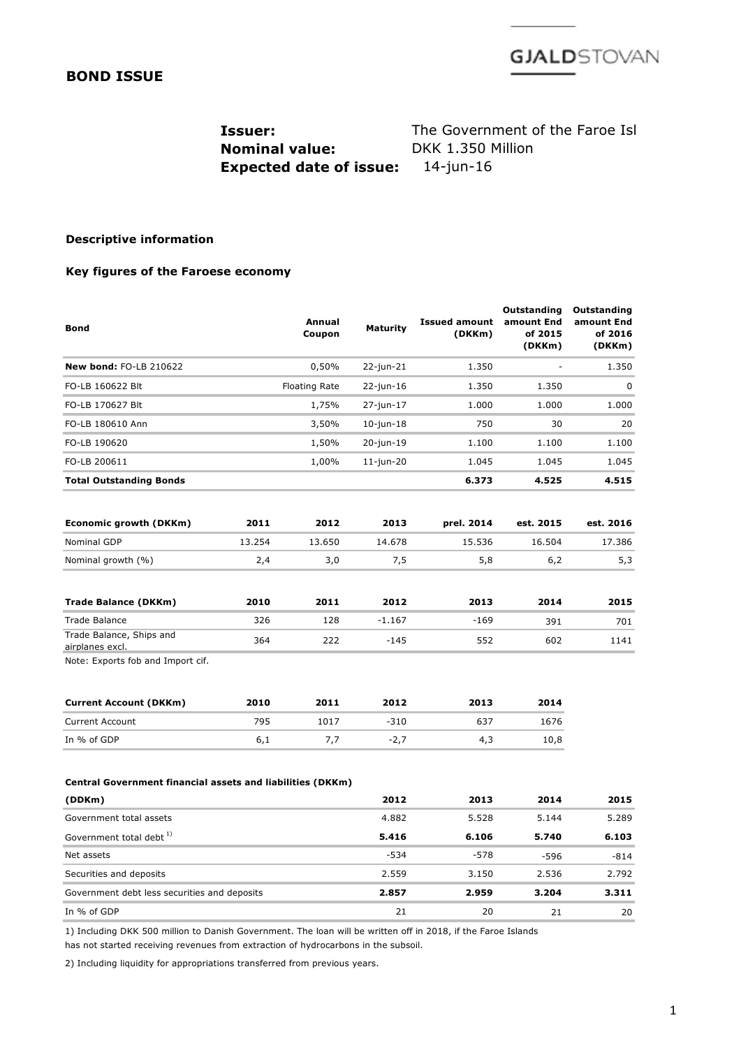GJALDSTOVAN

# BOND ISSUE

**Issuer:** The Government of the Faroe Isl
**Nominal value:** DKK 1.350 Million
**Expected date of issue:** 14-jun-16

### Descriptive information

### Key figures of the Faroese economy

| Bond | Annual Coupon | Maturity | Issued amount (DKKm) | Outstanding amount End of 2015 (DKKm) | Outstanding amount End of 2016 (DKKm) |
|---|---|---|---|---|---|
| **New bond:** FO-LB 210622 | 0,50% | 22-jun-21 | 1.350 | - | 1.350 |
| FO-LB 160622 Blt | Floating Rate | 22-jun-16 | 1.350 | 1.350 | 0 |
| FO-LB 170627 Blt | 1,75% | 27-jun-17 | 1.000 | 1.000 | 1.000 |
| FO-LB 180610 Ann | 3,50% | 10-jun-18 | 750 | 30 | 20 |
| FO-LB 190620 | 1,50% | 20-jun-19 | 1.100 | 1.100 | 1.100 |
| FO-LB 200611 | 1,00% | 11-jun-20 | 1.045 | 1.045 | 1.045 |
| **Total Outstanding Bonds** | | | **6.373** | **4.525** | **4.515** |

| Economic growth (DKKm) | 2011 | 2012 | 2013 | prel. 2014 | est. 2015 | est. 2016 |
|---|---|---|---|---|---|---|
| Nominal GDP | 13.254 | 13.650 | 14.678 | 15.536 | 16.504 | 17.386 |
| Nominal growth (%) | 2,4 | 3,0 | 7,5 | 5,8 | 6,2 | 5,3 |

| Trade Balance (DKKm) | 2010 | 2011 | 2012 | 2013 | 2014 | 2015 |
|---|---|---|---|---|---|---|
| Trade Balance | 326 | 128 | -1.167 | -169 | 391 | 701 |
| Trade Balance, Ships and airplanes excl. | 364 | 222 | -145 | 552 | 602 | 1141 |

Note: Exports fob and Import cif.

| Current Account (DKKm) | 2010 | 2011 | 2012 | 2013 | 2014 |
|---|---|---|---|---|---|
| Current Account | 795 | 1017 | -310 | 637 | 1676 |
| In % of GDP | 6,1 | 7,7 | -2,7 | 4,3 | 10,8 |

**Central Government financial assets and liabilities (DKKm)**

| (DDKm) | 2012 | 2013 | 2014 | 2015 |
|---|---|---|---|---|
| Government total assets | 4.882 | 5.528 | 5.144 | 5.289 |
| Government total debt [1] | **5.416** | **6.106** | **5.740** | **6.103** |
| Net assets | -534 | -578 | -596 | -814 |
| Securities and deposits | 2.559 | 3.150 | 2.536 | 2.792 |
| Government debt less securities and deposits | **2.857** | **2.959** | **3.204** | **3.311** |
| In % of GDP | 21 | 20 | 21 | 20 |

1) Including DKK 500 million to Danish Government. The loan will be written off in 2018, if the Faroe Islands has not started receiving revenues from extraction of hydrocarbons in the subsoil.

2) Including liquidity for appropriations transferred from previous years.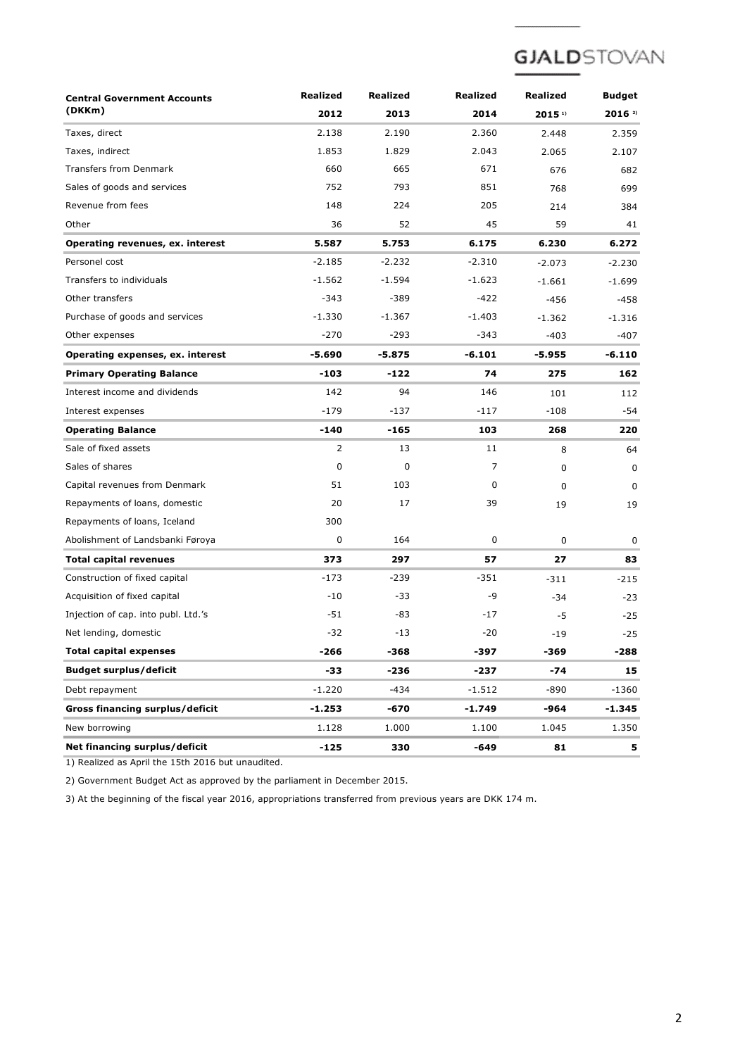| Central Government Accounts (DKKm) | Realized 2012 | Realized 2013 | Realized 2014 | Realized 2015 [1] | Budget 2016 [2] |
|---|---|---|---|---|---|
| Taxes, direct | 2.138 | 2.190 | 2.360 | 2.448 | 2.359 |
| Taxes, indirect | 1.853 | 1.829 | 2.043 | 2.065 | 2.107 |
| Transfers from Denmark | 660 | 665 | 671 | 676 | 682 |
| Sales of goods and services | 752 | 793 | 851 | 768 | 699 |
| Revenue from fees | 148 | 224 | 205 | 214 | 384 |
| Other | 36 | 52 | 45 | 59 | 41 |
| **Operating revenues, ex. interest** | **5.587** | **5.753** | **6.175** | **6.230** | **6.272** |
| Personel cost | -2.185 | -2.232 | -2.310 | -2.073 | -2.230 |
| Transfers to individuals | -1.562 | -1.594 | -1.623 | -1.661 | -1.699 |
| Other transfers | -343 | -389 | -422 | -456 | -458 |
| Purchase of goods and services | -1.330 | -1.367 | -1.403 | -1.362 | -1.316 |
| Other expenses | -270 | -293 | -343 | -403 | -407 |
| **Operating expenses, ex. interest** | **-5.690** | **-5.875** | **-6.101** | **-5.955** | **-6.110** |
| **Primary Operating Balance** | **-103** | **-122** | **74** | **275** | **162** |
| Interest income and dividends | 142 | 94 | 146 | 101 | 112 |
| Interest expenses | -179 | -137 | -117 | -108 | -54 |
| **Operating Balance** | **-140** | **-165** | **103** | **268** | **220** |
| Sale of fixed assets | 2 | 13 | 11 | 8 | 64 |
| Sales of shares | 0 | 0 | 7 | 0 | 0 |
| Capital revenues from Denmark | 51 | 103 | 0 | 0 | 0 |
| Repayments of loans, domestic | 20 | 17 | 39 | 19 | 19 |
| Repayments of loans, Iceland | 300 | | | | |
| Abolishment of Landsbanki Føroya | 0 | 164 | 0 | 0 | 0 |
| **Total capital revenues** | **373** | **297** | **57** | **27** | **83** |
| Construction of fixed capital | -173 | -239 | -351 | -311 | -215 |
| Acquisition of fixed capital | -10 | -33 | -9 | -34 | -23 |
| Injection of cap. into publ. Ltd.'s | -51 | -83 | -17 | -5 | -25 |
| Net lending, domestic | -32 | -13 | -20 | -19 | -25 |
| **Total capital expenses** | **-266** | **-368** | **-397** | **-369** | **-288** |
| **Budget surplus/deficit** | **-33** | **-236** | **-237** | **-74** | **15** |
| Debt repayment | -1.220 | -434 | -1.512 | -890 | -1360 |
| **Gross financing surplus/deficit** | **-1.253** | **-670** | **-1.749** | **-964** | **-1.345** |
| New borrowing | 1.128 | 1.000 | 1.100 | 1.045 | 1.350 |
| **Net financing surplus/deficit** | **-125** | **330** | **-649** | **81** | **5** |

1) Realized as April the 15th 2016 but unaudited.

2) Government Budget Act as approved by the parliament in December 2015.

3) At the beginning of the fiscal year 2016, appropriations transferred from previous years are DKK 174 m.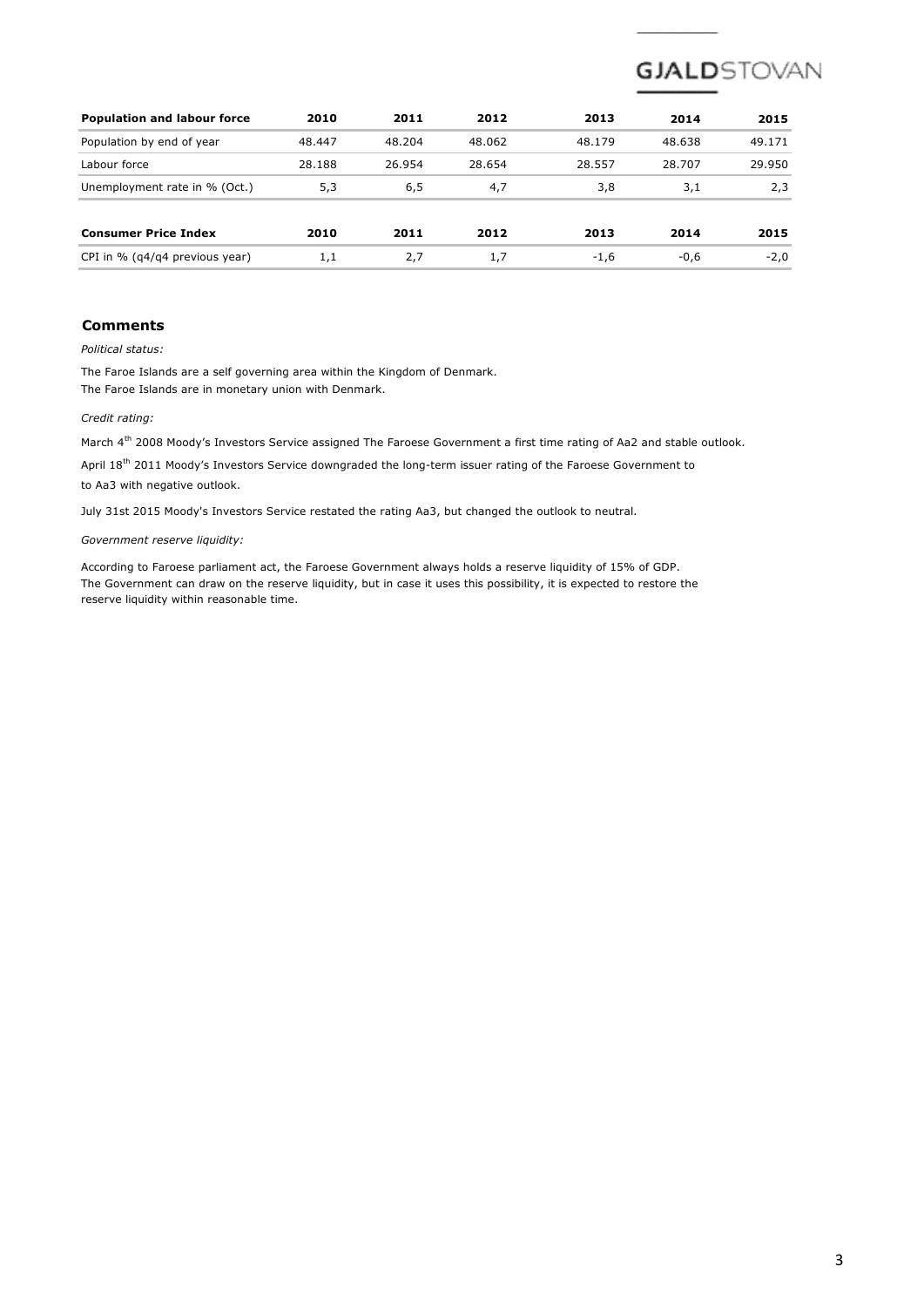| Population and labour force | 2010 | 2011 | 2012 | 2013 | 2014 | 2015 |
|---|---|---|---|---|---|---|
| Population by end of year | 48.447 | 48.204 | 48.062 | 48.179 | 48.638 | 49.171 |
| Labour force | 28.188 | 26.954 | 28.654 | 28.557 | 28.707 | 29.950 |
| Unemployment rate in % (Oct.) | 5,3 | 6,5 | 4,7 | 3,8 | 3,1 | 2,3 |

| Consumer Price Index | 2010 | 2011 | 2012 | 2013 | 2014 | 2015 |
|---|---|---|---|---|---|---|
| CPI in % (q4/q4 previous year) | 1,1 | 2,7 | 1,7 | -1,6 | -0,6 | -2,0 |

## Comments

*Political status:*

The Faroe Islands are a self governing area within the Kingdom of Denmark.
The Faroe Islands are in monetary union with Denmark.

*Credit rating:*

March 4th 2008 Moody's Investors Service assigned The Faroese Government a first time rating of Aa2 and stable outlook.

April 18th 2011 Moody's Investors Service downgraded the long-term issuer rating of the Faroese Government to
to Aa3 with negative outlook.

July 31st 2015 Moody's Investors Service restated the rating Aa3, but changed the outlook to neutral.

*Government reserve liquidity:*

According to Faroese parliament act, the Faroese Government always holds a reserve liquidity of 15% of GDP.
The Government can draw on the reserve liquidity, but in case it uses this possibility, it is expected to restore the reserve liquidity within reasonable time.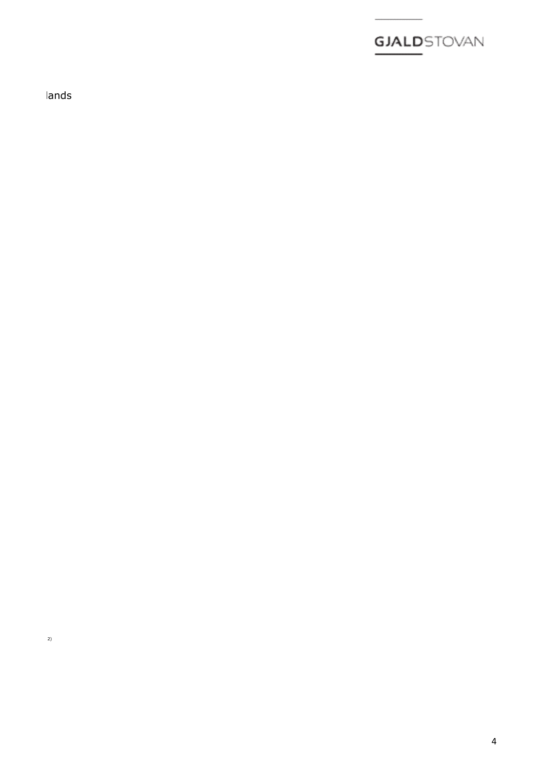lands

2)